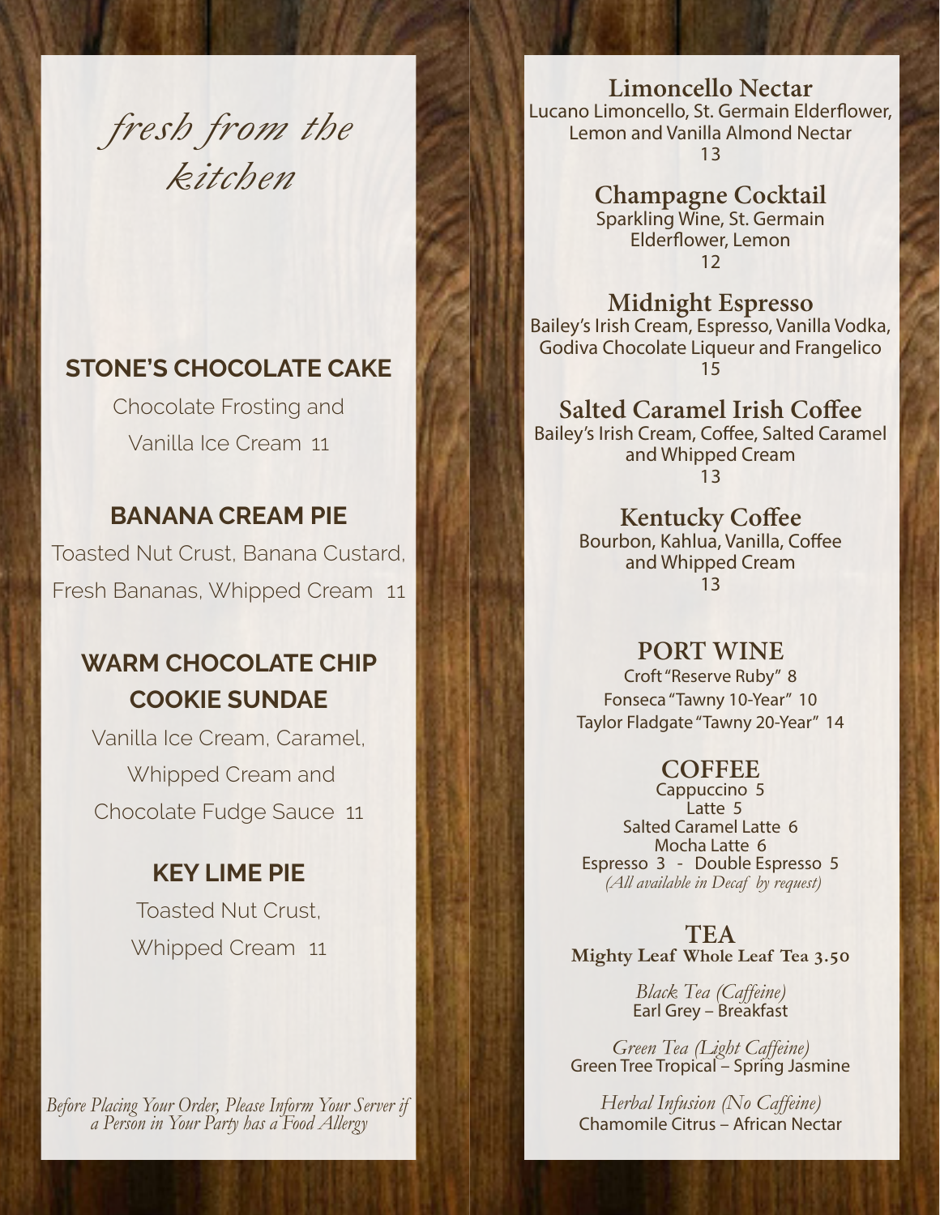# *fresh from the kitchen*

## STONE'S CHOCOLATE CAKE

Chocolate Frosting and Vanilla Ice Cream 11

## BANANA CREAM PIE

Toasted Nut Crust, Banana Custard, Fresh Bananas, Whipped Cream 11

## WARM CHOCOLATE CHIP COOKIE SUNDAE

Vanilla Ice Cream, Caramel, Whipped Cream and Chocolate Fudge Sauce 11

## KEY LIME PIE

Toasted Nut Crust, Whipped Cream 11

*Before Placing Your Order, Please Inform Your Server if a Person in Your Party has a Food Allergy*

### Limoncello Nectar

Lucano Limoncello, St. Germain Elderflower, Lemon and Vanilla Almond Nectar
13

### Champagne Cocktail

Sparkling Wine, St. Germain Elderflower, Lemon
12

### Midnight Espresso

Bailey's Irish Cream, Espresso, Vanilla Vodka, Godiva Chocolate Liqueur and Frangelico
15

### Salted Caramel Irish Coffee

Bailey's Irish Cream, Coffee, Salted Caramel and Whipped Cream
13

### Kentucky Coffee

Bourbon, Kahlua, Vanilla, Coffee and Whipped Cream
13

## PORT WINE

Croft "Reserve Ruby" 8
Fonseca "Tawny 10-Year" 10
Taylor Fladgate "Tawny 20-Year" 14

## COFFEE

Cappuccino 5
Latte 5
Salted Caramel Latte 6
Mocha Latte 6
Espresso 3 - Double Espresso 5
*(All available in Decaf by request)*

## TEA

**Mighty Leaf Whole Leaf Tea 3.50**

*Black Tea (Caffeine)*
Earl Grey – Breakfast

*Green Tea (Light Caffeine)*
Green Tree Tropical – Spring Jasmine

*Herbal Infusion (No Caffeine)*
Chamomile Citrus – African Nectar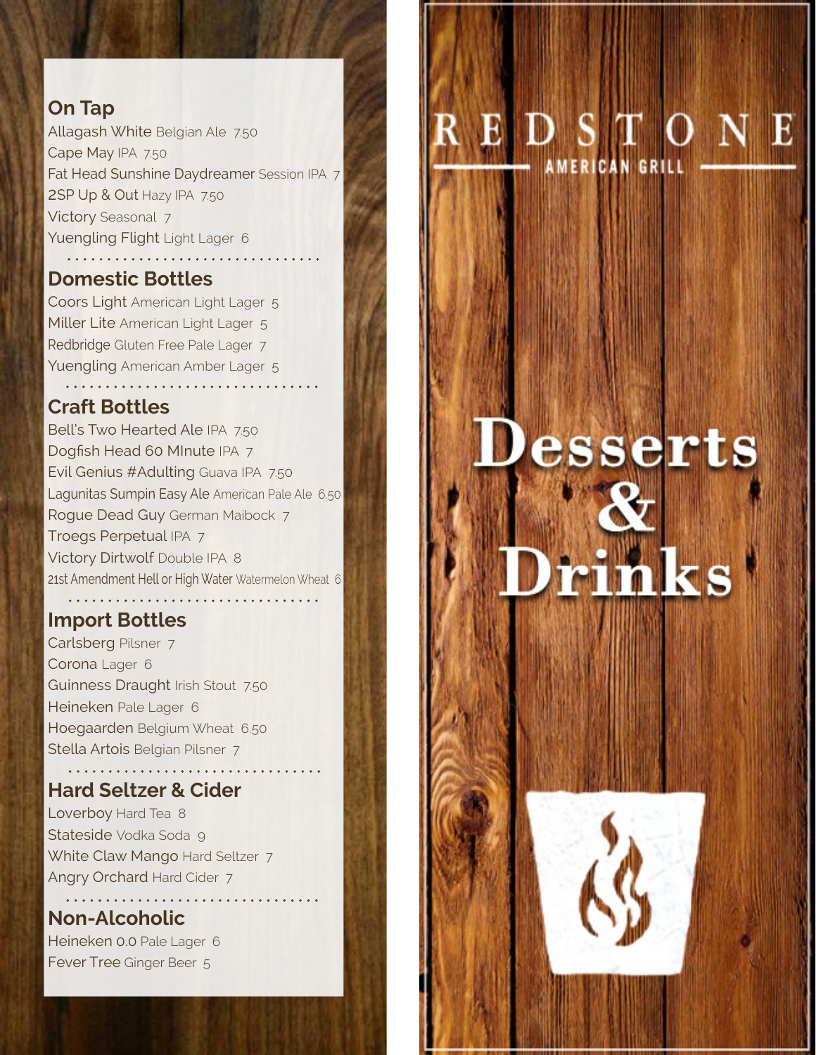## On Tap

Allagash White Belgian Ale 7.50
Cape May IPA 7.50
Fat Head Sunshine Daydreamer Session IPA 7
2SP Up & Out Hazy IPA 7.50
Victory Seasonal 7
Yuengling Flight Light Lager 6

## Domestic Bottles

Coors Light American Light Lager 5
Miller Lite American Light Lager 5
Redbridge Gluten Free Pale Lager 7
Yuengling American Amber Lager 5

## Craft Bottles

Bell's Two Hearted Ale IPA 7.50
Dogfish Head 60 MInute IPA 7
Evil Genius #Adulting Guava IPA 7.50
Lagunitas Sumpin Easy Ale American Pale Ale 6.50
Rogue Dead Guy German Maibock 7
Troegs Perpetual IPA 7
Victory Dirtwolf Double IPA 8
21st Amendment Hell or High Water Watermelon Wheat 6

## Import Bottles

Carlsberg Pilsner 7
Corona Lager 6
Guinness Draught Irish Stout 7.50
Heineken Pale Lager 6
Hoegaarden Belgium Wheat 6.50
Stella Artois Belgian Pilsner 7

## Hard Seltzer & Cider

Loverboy Hard Tea 8
Stateside Vodka Soda 9
White Claw Mango Hard Seltzer 7
Angry Orchard Hard Cider 7

## Non-Alcoholic

Heineken 0.0 Pale Lager 6
Fever Tree Ginger Beer 5

# REDSTONE

AMERICAN GRILL

# Desserts & Drinks